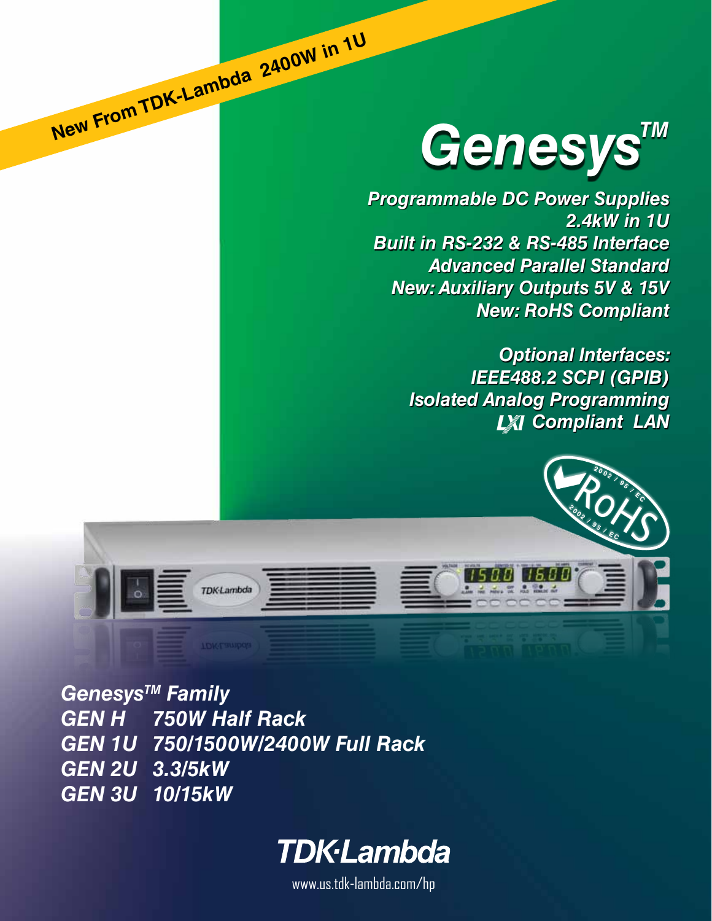New From TDK-Lambda 2400W in 1U

# Genesys™

**Programmable DC Power Supplies**
**2.4kW in 1U**
**Built in RS-232 & RS-485 Interface**
**Advanced Parallel Standard**
**New: Auxiliary Outputs 5V & 15V**
**New: RoHS Compliant**

**Optional Interfaces:**
**IEEE488.2 SCPI (GPIB)**
**Isolated Analog Programming**
**LXI Compliant LAN**

RoHS 2002 / 95 / EC

**Genesys™ Family**

| | |
|---|---|
| GEN H | 750W Half Rack |
| GEN 1U | 750/1500W/2400W Full Rack |
| GEN 2U | 3.3/5kW |
| GEN 3U | 10/15kW |

TDK·Lambda

www.us.tdk-lambda.com/hp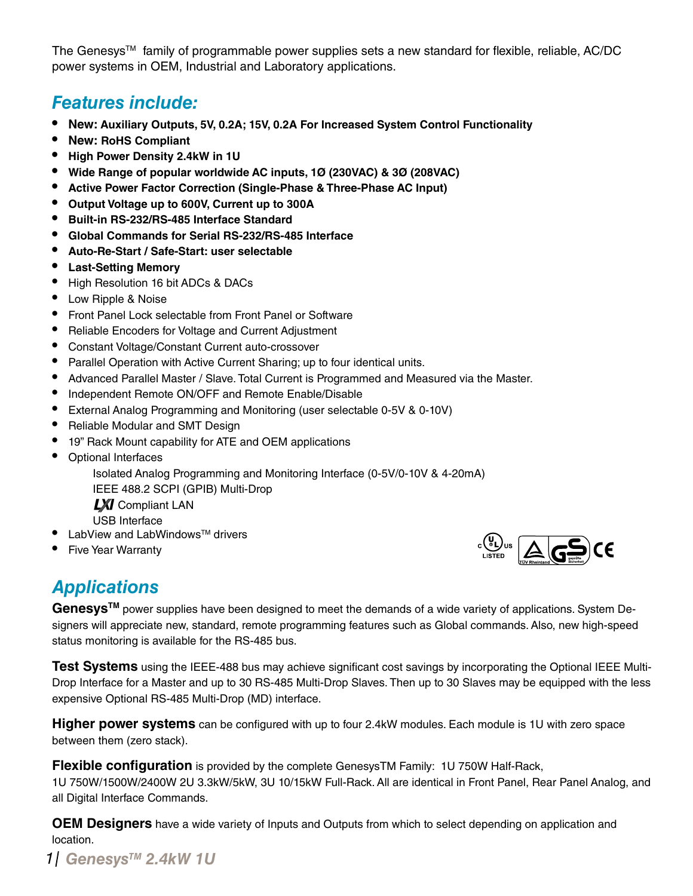The Genesys™ family of programmable power supplies sets a new standard for flexible, reliable, AC/DC power systems in OEM, Industrial and Laboratory applications.

## *Features include:*

- **New: Auxiliary Outputs, 5V, 0.2A; 15V, 0.2A For Increased System Control Functionality**
- **New: RoHS Compliant**
- **High Power Density 2.4kW in 1U**
- **Wide Range of popular worldwide AC inputs, 1Ø (230VAC) & 3Ø (208VAC)**
- **Active Power Factor Correction (Single-Phase & Three-Phase AC Input)**
- **Output Voltage up to 600V, Current up to 300A**
- **Built-in RS-232/RS-485 Interface Standard**
- **Global Commands for Serial RS-232/RS-485 Interface**
- **Auto-Re-Start / Safe-Start: user selectable**
- **Last-Setting Memory**
- High Resolution 16 bit ADCs & DACs
- Low Ripple & Noise
- Front Panel Lock selectable from Front Panel or Software
- Reliable Encoders for Voltage and Current Adjustment
- Constant Voltage/Constant Current auto-crossover
- Parallel Operation with Active Current Sharing; up to four identical units.
- Advanced Parallel Master / Slave. Total Current is Programmed and Measured via the Master.
- Independent Remote ON/OFF and Remote Enable/Disable
- External Analog Programming and Monitoring (user selectable 0-5V & 0-10V)
- Reliable Modular and SMT Design
- 19" Rack Mount capability for ATE and OEM applications
- Optional Interfaces
  - Isolated Analog Programming and Monitoring Interface (0-5V/0-10V & 4-20mA)
  - IEEE 488.2 SCPI (GPIB) Multi-Drop
  - LXI Compliant LAN
  - USB Interface
- LabView and LabWindows™ drivers
- Five Year Warranty

## *Applications*

**Genesys™** power supplies have been designed to meet the demands of a wide variety of applications. System Designers will appreciate new, standard, remote programming features such as Global commands. Also, new high-speed status monitoring is available for the RS-485 bus.

**Test Systems** using the IEEE-488 bus may achieve significant cost savings by incorporating the Optional IEEE Multi-Drop Interface for a Master and up to 30 RS-485 Multi-Drop Slaves. Then up to 30 Slaves may be equipped with the less expensive Optional RS-485 Multi-Drop (MD) interface.

**Higher power systems** can be configured with up to four 2.4kW modules. Each module is 1U with zero space between them (zero stack).

**Flexible configuration** is provided by the complete GenesysTM Family: 1U 750W Half-Rack, 1U 750W/1500W/2400W 2U 3.3kW/5kW, 3U 10/15kW Full-Rack. All are identical in Front Panel, Rear Panel Analog, and all Digital Interface Commands.

**OEM Designers** have a wide variety of Inputs and Outputs from which to select depending on application and location.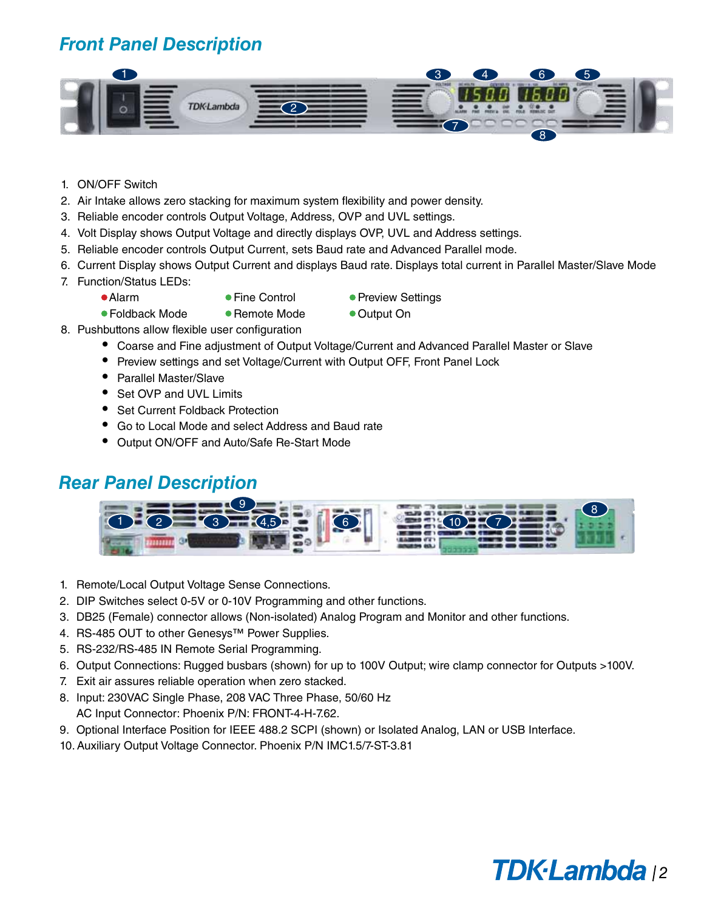## Front Panel Description

1. ON/OFF Switch
2. Air Intake allows zero stacking for maximum system flexibility and power density.
3. Reliable encoder controls Output Voltage, Address, OVP and UVL settings.
4. Volt Display shows Output Voltage and directly displays OVP, UVL and Address settings.
5. Reliable encoder controls Output Current, sets Baud rate and Advanced Parallel mode.
6. Current Display shows Output Current and displays Baud rate. Displays total current in Parallel Master/Slave Mode
7. Function/Status LEDs:
   - Alarm
   - Fine Control
   - Preview Settings
   - Foldback Mode
   - Remote Mode
   - Output On
8. Pushbuttons allow flexible user configuration
   - Coarse and Fine adjustment of Output Voltage/Current and Advanced Parallel Master or Slave
   - Preview settings and set Voltage/Current with Output OFF, Front Panel Lock
   - Parallel Master/Slave
   - Set OVP and UVL Limits
   - Set Current Foldback Protection
   - Go to Local Mode and select Address and Baud rate
   - Output ON/OFF and Auto/Safe Re-Start Mode

## Rear Panel Description

1. Remote/Local Output Voltage Sense Connections.
2. DIP Switches select 0-5V or 0-10V Programming and other functions.
3. DB25 (Female) connector allows (Non-isolated) Analog Program and Monitor and other functions.
4. RS-485 OUT to other Genesys™ Power Supplies.
5. RS-232/RS-485 IN Remote Serial Programming.
6. Output Connections: Rugged busbars (shown) for up to 100V Output; wire clamp connector for Outputs >100V.
7. Exit air assures reliable operation when zero stacked.
8. Input: 230VAC Single Phase, 208 VAC Three Phase, 50/60 Hz
   AC Input Connector: Phoenix P/N: FRONT-4-H-7.62.
9. Optional Interface Position for IEEE 488.2 SCPI (shown) or Isolated Analog, LAN or USB Interface.
10. Auxiliary Output Voltage Connector. Phoenix P/N IMC1.5/7-ST-3.81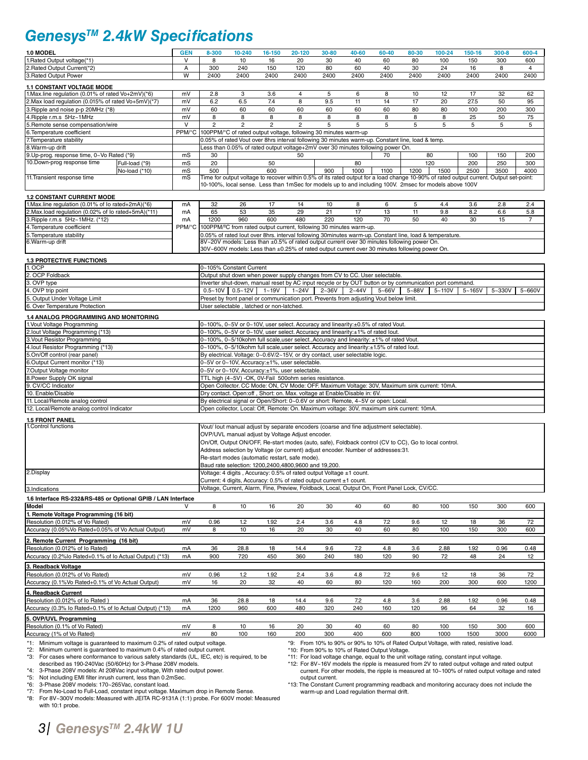# Genesys™ 2.4kW Specifications

| 1.0 MODEL | GEN | 8-300 | 10-240 | 16-150 | 20-120 | 30-80 | 40-60 | 60-40 | 80-30 | 100-24 | 150-16 | 300-8 | 600-4 |
|---|---|---|---|---|---|---|---|---|---|---|---|---|---|
| 1.Rated Output voltage(*1) | V | 8 | 10 | 16 | 20 | 30 | 40 | 60 | 80 | 100 | 150 | 300 | 600 |
| 2.Rated Output Current(*2) | A | 300 | 240 | 150 | 120 | 80 | 60 | 40 | 30 | 24 | 16 | 8 | 4 |
| 3.Rated Output Power | W | 2400 | 2400 | 2400 | 2400 | 2400 | 2400 | 2400 | 2400 | 2400 | 2400 | 2400 | 2400 |

**1.1 CONSTANT VOLTAGE MODE**

| | | | | | | | | | | | | | |
|---|---|---|---|---|---|---|---|---|---|---|---|---|---|
| 1.Max.line regulation (0.01% of rated Vo+2mV)(*6) | mV | 2.8 | 3 | 3.6 | 4 | 5 | 6 | 8 | 10 | 12 | 17 | 32 | 62 |
| 2.Max load regulation (0.015% of rated Vo+5mV)(*7) | mV | 6.2 | 6.5 | 7.4 | 8 | 9.5 | 11 | 14 | 17 | 20 | 27.5 | 50 | 95 |
| 3.Ripple and noise p-p 20MHz (*8) | mV | 60 | 60 | 60 | 60 | 60 | 60 | 60 | 80 | 80 | 100 | 200 | 300 |
| 4.Ripple r.m.s 5Hz~1MHz | mV | 8 | 8 | 8 | 8 | 8 | 8 | 8 | 8 | 8 | 25 | 50 | 75 |
| 5.Remote sense compensation/wire | V | 2 | 2 | 2 | 2 | 5 | 5 | 5 | 5 | 5 | 5 | 5 | 5 |
| 6.Temperature coefficient | PPM/°C | 100PPM/°C of rated output voltage, following 30 minutes warm-up | | | | | | | | | | | |
| 7.Temperature stability | | 0.05% of rated Vout over 8hrs interval following 30 minutes warm-up. Constant line, load & temp. | | | | | | | | | | | |
| 8.Warm-up drift | | Less than 0.05% of rated output voltage+2mV over 30 minutes following power On. | | | | | | | | | | | |
| 9.Up-prog. response time, 0~Vo Rated (*9) | mS | 30 | 50 | | | | | 70 | 80 | | 100 | 150 | 200 |
| 10.Down-prog response time — Full-load (*9) | mS | 20 | 50 | | | 80 | | | 120 | | 200 | 250 | 300 |
| 10.Down-prog response time — No-load (*10) | mS | 500 | 600 | | | 900 | 1000 | 1100 | 1200 | 1500 | 2500 | 3500 | 4000 |
| 11.Transient response time | mS | Time for output voltage to recover within 0.5% of its rated output for a load change 10-90% of rated output current. Output set-point: 10-100%, local sense. Less than 1mSec for models up to and including 100V. 2msec for models above 100V | | | | | | | | | | | |

**1.2 CONSTANT CURRENT MODE**

| | | | | | | | | | | | | | |
|---|---|---|---|---|---|---|---|---|---|---|---|---|---|
| 1.Max.line regulation (0.01% of Io rated+2mA)(*6) | mA | 32 | 26 | 17 | 14 | 10 | 8 | 6 | 5 | 4.4 | 3.6 | 2.8 | 2.4 |
| 2.Max.load regulation (0.02% of Io rated+5mA)(*11) | mA | 65 | 53 | 35 | 29 | 21 | 17 | 13 | 11 | 9.8 | 8.2 | 6.6 | 5.8 |
| 3.Ripple r.m.s 5Hz~1MHz. (*12) | mA | 1200 | 960 | 600 | 480 | 220 | 120 | 70 | 50 | 40 | 30 | 15 | 7 |
| 4.Temperature coefficient | PPM/°C | 100PPM/°C from rated output current, following 30 minutes warm-up. | | | | | | | | | | | |
| 5.Temperature stability | | 0.05% of rated Iout over 8hrs. interval following 30minutes warm-up. Constant line, load & temperature. | | | | | | | | | | | |
| 6.Warm-up drift | | 8V~20V models: Less than ±0.5% of rated output current over 30 minutes following power On. 30V~600V models: Less than ±0.25% of rated output current over 30 minutes following power On. | | | | | | | | | | | |

**1.3 PROTECTIVE FUNCTIONS**

| | | | | | | | | | | | | |
|---|---|---|---|---|---|---|---|---|---|---|---|---|
| 1. OCP | 0~105% Constant Current | | | | | | | | | | | |
| 2. OCP Foldback | Output shut down when power supply changes from CV to CC. User selectable. | | | | | | | | | | | |
| 3. OVP type | Inverter shut-down, manual reset by AC input recycle or by OUT button or by communication port command. | | | | | | | | | | | |
| 4. OVP trip point | 0.5~10V | 0.5~12V | 1~19V | 1~24V | 2~36V | 2~44V | 5~66V | 5~88V | 5~110V | 5~165V | 5~330V | 5~660V |
| 5. Output Under Voltage Limit | Preset by front panel or communication port. Prevents from adjusting Vout below limit. | | | | | | | | | | | |
| 6. Over Temperature Protection | User selectable , latched or non-latched. | | | | | | | | | | | |

**1.4 ANALOG PROGRAMMING AND MONITORING**

| | |
|---|---|
| 1.Vout Voltage Programming | 0~100%, 0~5V or 0~10V, user select. Accuracy and linearity:±0.5% of rated Vout. |
| 2.Iout Voltage Programming (*13) | 0~100%, 0~5V or 0~10V, user select. Accuracy and linearity:±1% of rated Iout. |
| 3.Vout Resistor Programming | 0~100%, 0~5/10kohm full scale,user select.,Accuracy and linearity: ±1% of rated Vout. |
| 4.Iout Resistor Programming (*13) | 0~100%, 0~5/10kohm full scale,user select. Accuracy and linearity:±1.5% of rated Iout. |
| 5.On/Off control (rear panel) | By electrical. Voltage: 0~0.6V/2~15V, or dry contact, user selectable logic. |
| 6.Output Current monitor (*13) | 0~5V or 0~10V, Accuracy:±1%, user selectable. |
| 7.Output Voltage monitor | 0~5V or 0~10V, Accuracy:±1%, user selectable. |
| 8.Power Supply OK signal | TTL high (4~5V) -OK, 0V-Fail 500ohm series resistance. |
| 9. CV/CC Indicator | Open Collector. CC Mode: ON, CV Mode: OFF. Maximum Voltage: 30V, Maximum sink current: 10mA. |
| 10. Enable/Disable | Dry contact. Open:off , Short: on. Max. voltage at Enable/Disable in: 6V. |
| 11. Local/Remote analog control | By electrical signal or Open/Short: 0~0.6V or short: Remote, 4~5V or open: Local. |
| 12. Local/Remote analog control Indicator | Open collector, Local: Off, Remote: On. Maximum voltage: 30V, maximum sink current: 10mA. |

**1.5 FRONT PANEL**

| | |
|---|---|
| 1.Control functions | Vout/ Iout manual adjust by separate encoders (coarse and fine adjustment selectable).<br>OVP/UVL manual adjust by Voltage Adjust encoder.<br>On/Off, Output ON/OFF, Re-start modes (auto, safe), Foldback control (CV to CC), Go to local control.<br>Address selection by Voltage (or current) adjust encoder. Number of addresses:31.<br>Re-start modes (automatic restart, safe mode).<br>Baud rate selection: 1200,2400,4800,9600 and 19,200. |
| 2.Display | Voltage: 4 digits , Accuracy: 0.5% of rated output Voltage ±1 count.<br>Current: 4 digits, Accuracy: 0.5% of rated output current ±1 count. |
| 3.Indications | Voltage, Current, Alarm, Fine, Preview, Foldback, Local, Output On, Front Panel Lock, CV/CC. |

**1.6 Interface RS-232&RS-485 or Optional GPIB / LAN Interface**

| Model | V | 8 | 10 | 16 | 20 | 30 | 40 | 60 | 80 | 100 | 150 | 300 | 600 |
|---|---|---|---|---|---|---|---|---|---|---|---|---|---|
| **1. Remote Voltage Programming (16 bit)** | | | | | | | | | | | | | |
| Resolution (0.012% of Vo Rated) | mV | 0.96 | 1.2 | 1.92 | 2.4 | 3.6 | 4.8 | 7.2 | 9.6 | 12 | 18 | 36 | 72 |
| Accuracy (0.05%Vo Rated+0.05% of Vo Actual Output) | mV | 8 | 10 | 16 | 20 | 30 | 40 | 60 | 80 | 100 | 150 | 300 | 600 |
| **2. Remote Current Programming (16 bit)** | | | | | | | | | | | | | |
| Resolution (0.012% of Io Rated) | mA | 36 | 28.8 | 18 | 14.4 | 9.6 | 7.2 | 4.8 | 3.6 | 2.88 | 1.92 | 0.96 | 0.48 |
| Accuracy (0.2%Io Rated+0.1% of Io Actual Output) (*13) | mA | 900 | 720 | 450 | 360 | 240 | 180 | 120 | 90 | 72 | 48 | 24 | 12 |
| **3. Readback Voltage** | | | | | | | | | | | | | |
| Resolution (0.012% of Vo Rated) | mV | 0.96 | 1.2 | 1.92 | 2.4 | 3.6 | 4.8 | 7.2 | 9.6 | 12 | 18 | 36 | 72 |
| Accuracy (0.1%Vo Rated+0.1% of Vo Actual Output) | mV | 16 | 20 | 32 | 40 | 60 | 80 | 120 | 160 | 200 | 300 | 600 | 1200 |
| **4. Readback Current** | | | | | | | | | | | | | |
| Resolution (0.012% of Io Rated ) | mA | 36 | 28.8 | 18 | 14.4 | 9.6 | 7.2 | 4.8 | 3.6 | 2.88 | 1.92 | 0.96 | 0.48 |
| Accuracy (0.3% Io Rated+0.1% of Io Actual Output) (*13) | mA | 1200 | 960 | 600 | 480 | 320 | 240 | 160 | 120 | 96 | 64 | 32 | 16 |
| **5. OVP/UVL Programming** | | | | | | | | | | | | | |
| Resolution (0.1% of Vo Rated) | mV | 8 | 10 | 16 | 20 | 30 | 40 | 60 | 80 | 100 | 150 | 300 | 600 |
| Accuracy (1% of Vo Rated) | mV | 80 | 100 | 160 | 200 | 300 | 400 | 600 | 800 | 1000 | 1500 | 3000 | 6000 |

*1: Minimum voltage is guaranteed to maximum 0.2% of rated output voltage.
*2: Minimum current is guaranteed to maximum 0.4% of rated output current.
*3: For cases where conformance to various safety standards (UL, IEC, etc) is required, to be described as 190-240Vac (50/60Hz) for 3-Phase 208V models.
*4: 3-Phase 208V models: At 208Vac input voltage, With rated output power.
*5: Not including EMI filter inrush current, less than 0.2mSec.
*6: 3-Phase 208V models: 170~265Vac, constant load.
*7: From No-Load to Full-Load, constant input voltage. Maximum drop in Remote Sense.
*8: For 8V~300V models: Measured with JEITA RC-9131A (1:1) probe. For 600V model: Measured with 10:1 probe.
*9: From 10% to 90% or 90% to 10% of Rated Output Voltage, with rated, resistive load.
*10: From 90% to 10% of Rated Output Voltage.
*11: For load voltage change, equal to the unit voltage rating, constant input voltage.
*12: For 8V~16V models the ripple is measured from 2V to rated output voltage and rated output current. For other models, the ripple is measured at 10~100% of rated output voltage and rated output current.
*13: The Constant Current programming readback and monitoring accuracy does not include the warm-up and Load regulation thermal drift.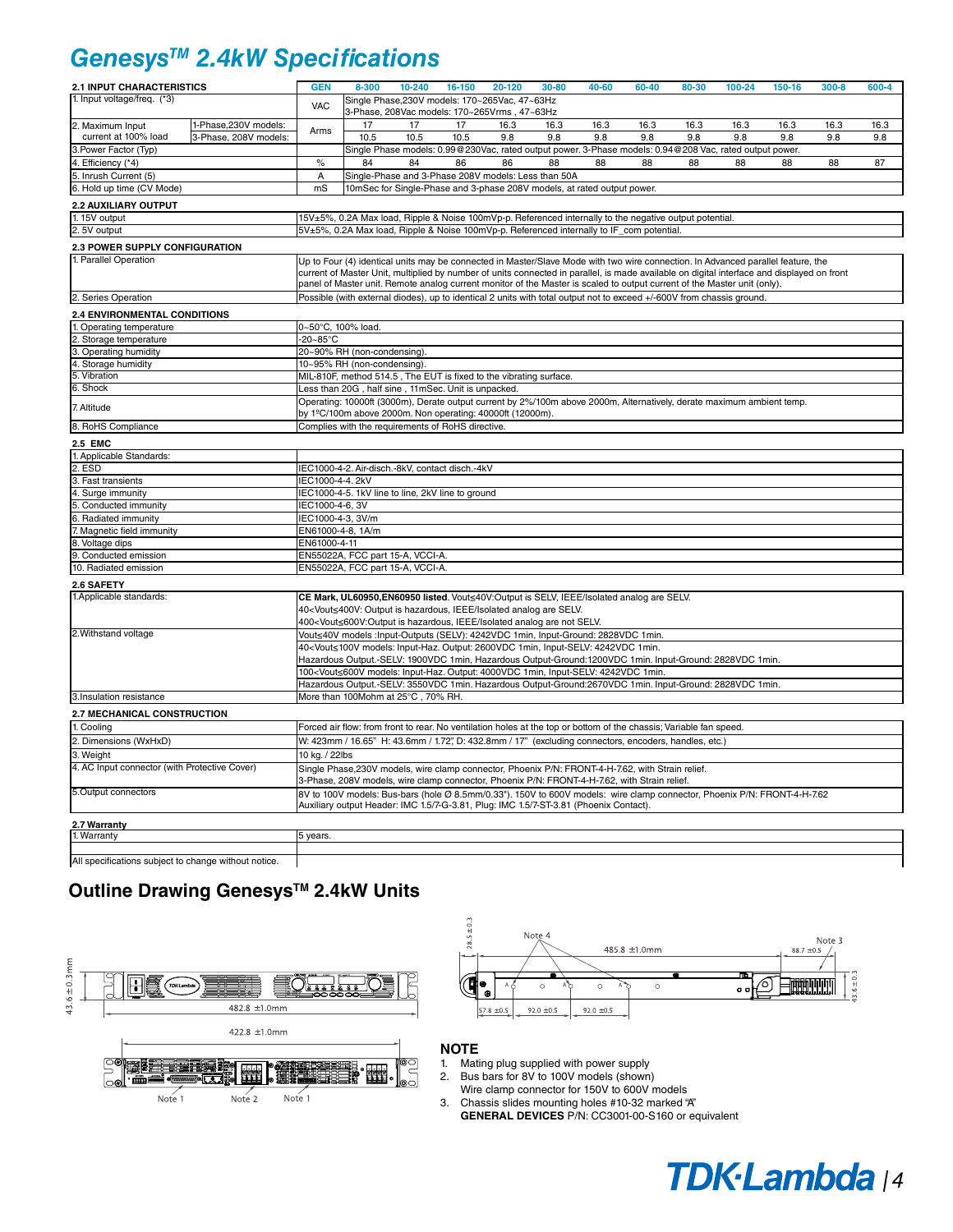# Genesys™ 2.4kW Specifications

| 2.1 INPUT CHARACTERISTICS | | | GEN | 8-300 | 10-240 | 16-150 | 20-120 | 30-80 | 40-60 | 60-40 | 80-30 | 100-24 | 150-16 | 300-8 | 600-4 |
|---|---|---|---|---|---|---|---|---|---|---|---|---|---|---|---|
| 1. Input voltage/freq. (*3) | | VAC | Single Phase,230V models: 170~265Vac, 47~63Hz<br>3-Phase, 208Vac models: 170~265Vrms , 47~63Hz | | | | | | | | | | | | |
| 2. Maximum Input current at 100% load | 1-Phase,230V models: | Arms | 17 | 17 | 17 | 16.3 | 16.3 | 16.3 | 16.3 | 16.3 | 16.3 | 16.3 | 16.3 | 16.3 | |
| | 3-Phase, 208V models: | | 10.5 | 10.5 | 10.5 | 9.8 | 9.8 | 9.8 | 9.8 | 9.8 | 9.8 | 9.8 | 9.8 | 9.8 | |
| 3.Power Factor (Typ) | | | Single Phase models: 0.99@230Vac, rated output power. 3-Phase models: 0.94@208 Vac, rated output power. | | | | | | | | | | | | |
| 4. Efficiency (*4) | | % | 84 | 84 | 86 | 86 | 88 | 88 | 88 | 88 | 88 | 88 | 88 | 87 | |
| 5. Inrush Current (5) | | A | Single-Phase and 3-Phase 208V models: Less than 50A | | | | | | | | | | | | |
| 6. Hold up time (CV Mode) | | mS | 10mSec for Single-Phase and 3-phase 208V models, at rated output power. | | | | | | | | | | | | |

**2.2 AUXILIARY OUTPUT**

| | |
|---|---|
| 1. 15V output | 15V±5%, 0.2A Max load, Ripple & Noise 100mVp-p. Referenced internally to the negative output potential. |
| 2. 5V output | 5V±5%, 0.2A Max load, Ripple & Noise 100mVp-p. Referenced internally to IF_com potential. |

**2.3 POWER SUPPLY CONFIGURATION**

| | |
|---|---|
| 1. Parallel Operation | Up to Four (4) identical units may be connected in Master/Slave Mode with two wire connection. In Advanced parallel feature, the current of Master Unit, multiplied by number of units connected in parallel, is made available on digital interface and displayed on front panel of Master unit. Remote analog current monitor of the Master is scaled to output current of the Master unit (only). |
| 2. Series Operation | Possible (with external diodes), up to identical 2 units with total output not to exceed +/-600V from chassis ground. |

**2.4 ENVIRONMENTAL CONDITIONS**

| | |
|---|---|
| 1. Operating temperature | 0~50°C, 100% load. |
| 2. Storage temperature | -20~85°C |
| 3. Operating humidity | 20~90% RH (non-condensing). |
| 4. Storage humidity | 10~95% RH (non-condensing). |
| 5. Vibration | MIL-810F, method 514.5 , The EUT is fixed to the vibrating surface. |
| 6. Shock | Less than 20G , half sine , 11mSec. Unit is unpacked. |
| 7. Altitude | Operating: 10000ft (3000m), Derate output current by 2%/100m above 2000m, Alternatively, derate maximum ambient temp. by 1ºC/100m above 2000m. Non operating: 40000ft (12000m). |
| 8. RoHS Compliance | Complies with the requirements of RoHS directive. |

**2.5 EMC**

| | |
|---|---|
| 1. Applicable Standards: | |
| 2. ESD | IEC1000-4-2. Air-disch.-8kV, contact disch.-4kV |
| 3. Fast transients | IEC1000-4-4. 2kV |
| 4. Surge immunity | IEC1000-4-5. 1kV line to line, 2kV line to ground |
| 5. Conducted immunity | IEC1000-4-6, 3V |
| 6. Radiated immunity | IEC1000-4-3, 3V/m |
| 7. Magnetic field immunity | EN61000-4-8, 1A/m |
| 8. Voltage dips | EN61000-4-11 |
| 9. Conducted emission | EN55022A, FCC part 15-A, VCCI-A. |
| 10. Radiated emission | EN55022A, FCC part 15-A, VCCI-A. |

**2.6 SAFETY**

| | |
|---|---|
| 1.Applicable standards: | **CE Mark, UL60950,EN60950 listed**. Vout≤40V:Output is SELV, IEEE/Isolated analog are SELV.<br>40<Vout≤400V: Output is hazardous, IEEE/Isolated analog are SELV.<br>400<Vout≤600V:Output is hazardous, IEEE/Isolated analog are not SELV. |
| 2.Withstand voltage | Vout≤40V models :Input-Outputs (SELV): 4242VDC 1min, Input-Ground: 2828VDC 1min.<br>40<Vout≤100V models: Input-Haz. Output: 2600VDC 1min, Input-SELV: 4242VDC 1min.<br>Hazardous Output.-SELV: 1900VDC 1min, Hazardous Output-Ground:1200VDC 1min. Input-Ground: 2828VDC 1min.<br>100<Vout≤600V models: Input-Haz. Output: 4000VDC 1min, Input-SELV: 4242VDC 1min.<br>Hazardous Output.-SELV: 3550VDC 1min. Hazardous Output-Ground:2670VDC 1min. Input-Ground: 2828VDC 1min. |
| 3.Insulation resistance | More than 100Mohm at 25°C , 70% RH. |

**2.7 MECHANICAL CONSTRUCTION**

| | |
|---|---|
| 1. Cooling | Forced air flow: from front to rear. No ventilation holes at the top or bottom of the chassis; Variable fan speed. |
| 2. Dimensions (WxHxD) | W: 423mm / 16.65" H: 43.6mm / 1.72", D: 432.8mm / 17" (excluding connectors, encoders, handles, etc.) |
| 3. Weight | 10 kg. / 22lbs |
| 4. AC Input connector (with Protective Cover) | Single Phase,230V models, wire clamp connector, Phoenix P/N: FRONT-4-H-7.62, with Strain relief.<br>3-Phase, 208V models, wire clamp connector, Phoenix P/N: FRONT-4-H-7.62, with Strain relief. |
| 5.Output connectors | 8V to 100V models: Bus-bars (hole Ø 8.5mm/0.33"). 150V to 600V models: wire clamp connector, Phoenix P/N: FRONT-4-H-7.62<br>Auxiliary output Header: IMC 1.5/7-G-3.81, Plug: IMC 1.5/7-ST-3.81 (Phoenix Contact). |

**2.7 Warranty**

| | |
|---|---|
| 1. Warranty | 5 years. |
| | |
| All specifications subject to change without notice. | |

## Outline Drawing Genesys™ 2.4kW Units

43.6 ±0.3mm — 482.8 ±1.0mm — 422.8 ±1.0mm — Note 1 — Note 2 — Note 1

28.5 ±0.3 — Note 4 — 485.8 ±1.0mm — Note 3 — 88.7 ±0.5 — 43.6 ±0.3 — 57.8 ±0.5 — 92.0 ±0.5 — 92.0 ±0.5

**NOTE**

1. Mating plug supplied with power supply
2. Bus bars for 8V to 100V models (shown)
   Wire clamp connector for 150V to 600V models
3. Chassis slides mounting holes #10-32 marked "A"
   **GENERAL DEVICES** P/N: CC3001-00-S160 or equivalent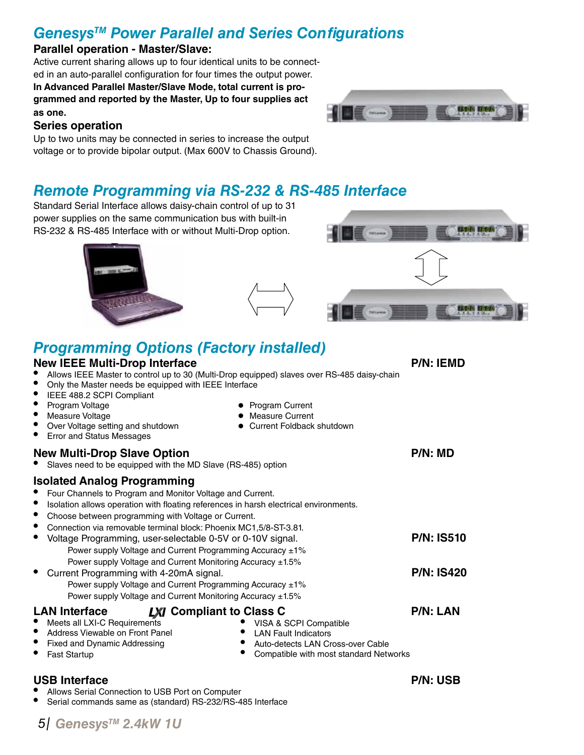## Genesys™ Power Parallel and Series Configurations

### Parallel operation - Master/Slave:

Active current sharing allows up to four identical units to be connected in an auto-parallel configuration for four times the output power.
**In Advanced Parallel Master/Slave Mode, total current is programmed and reported by the Master, Up to four supplies act as one.**

### Series operation

Up to two units may be connected in series to increase the output voltage or to provide bipolar output. (Max 600V to Chassis Ground).

## Remote Programming via RS-232 & RS-485 Interface

Standard Serial Interface allows daisy-chain control of up to 31 power supplies on the same communication bus with built-in RS-232 & RS-485 Interface with or without Multi-Drop option.

## Programming Options (Factory installed)

### New IEEE Multi-Drop Interface — P/N: IEMD

- Allows IEEE Master to control up to 30 (Multi-Drop equipped) slaves over RS-485 daisy-chain
- Only the Master needs be equipped with IEEE Interface
- IEEE 488.2 SCPI Compliant
- Program Voltage
- Program Current
- Measure Voltage
- Measure Current
- Over Voltage setting and shutdown
- Current Foldback shutdown
- Error and Status Messages

### New Multi-Drop Slave Option — P/N: MD

- Slaves need to be equipped with the MD Slave (RS-485) option

### Isolated Analog Programming

- Four Channels to Program and Monitor Voltage and Current.
- Isolation allows operation with floating references in harsh electrical environments.
- Choose between programming with Voltage or Current.
- Connection via removable terminal block: Phoenix MC1,5/8-ST-3.81.
- Voltage Programming, user-selectable 0-5V or 0-10V signal. — **P/N: IS510**
  - Power supply Voltage and Current Programming Accuracy ±1%
  - Power supply Voltage and Current Monitoring Accuracy ±1.5%
- Current Programming with 4-20mA signal. — **P/N: IS420**
  - Power supply Voltage and Current Programming Accuracy ±1%
  - Power supply Voltage and Current Monitoring Accuracy ±1.5%

### LAN Interface LXI Compliant to Class C — P/N: LAN

- Meets all LXI-C Requirements
- Address Viewable on Front Panel
- Fixed and Dynamic Addressing
- Fast Startup
- VISA & SCPI Compatible
- LAN Fault Indicators
- Auto-detects LAN Cross-over Cable
- Compatible with most standard Networks

### USB Interface — P/N: USB

- Allows Serial Connection to USB Port on Computer
- Serial commands same as (standard) RS-232/RS-485 Interface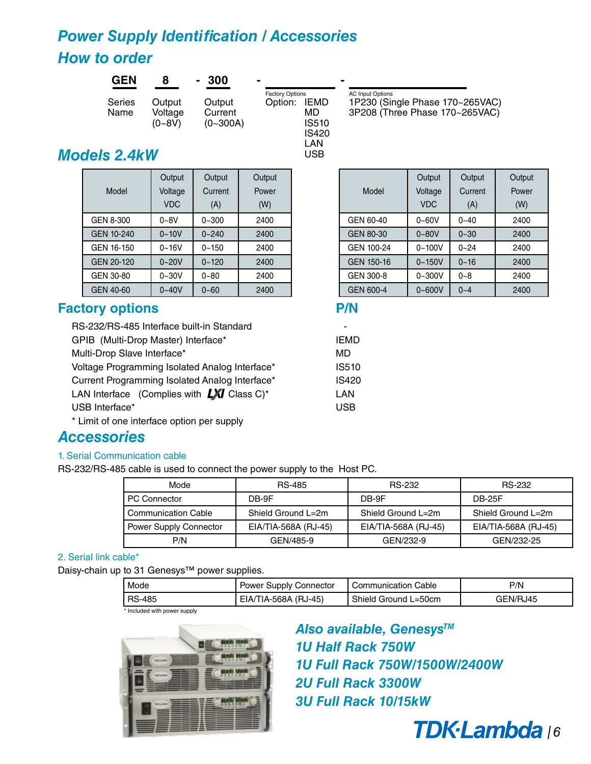## Power Supply Identification / Accessories

## How to order

| GEN | 8 | - 300 | - ______ | - ______ |
|---|---|---|---|---|
| Series Name | Output Voltage (0~8V) | Output Current (0~300A) | Factory Options<br>Option: IEMD<br>MD<br>IS510<br>IS420<br>LAN<br>USB | AC Input Options<br>1P230 (Single Phase 170~265VAC)<br>3P208 (Three Phase 170~265VAC) |

## Models 2.4kW

| Model | Output Voltage VDC | Output Current (A) | Output Power (W) |
|---|---|---|---|
| GEN 8-300 | 0~8V | 0~300 | 2400 |
| GEN 10-240 | 0~10V | 0~240 | 2400 |
| GEN 16-150 | 0~16V | 0~150 | 2400 |
| GEN 20-120 | 0~20V | 0~120 | 2400 |
| GEN 30-80 | 0~30V | 0~80 | 2400 |
| GEN 40-60 | 0~40V | 0~60 | 2400 |

| Model | Output Voltage VDC | Output Current (A) | Output Power (W) |
|---|---|---|---|
| GEN 60-40 | 0~60V | 0~40 | 2400 |
| GEN 80-30 | 0~80V | 0~30 | 2400 |
| GEN 100-24 | 0~100V | 0~24 | 2400 |
| GEN 150-16 | 0~150V | 0~16 | 2400 |
| GEN 300-8 | 0~300V | 0~8 | 2400 |
| GEN 600-4 | 0~600V | 0~4 | 2400 |

## Factory options

| Factory options | P/N |
|---|---|
| RS-232/RS-485 Interface built-in Standard | - |
| GPIB (Multi-Drop Master) Interface* | IEMD |
| Multi-Drop Slave Interface* | MD |
| Voltage Programming Isolated Analog Interface* | IS510 |
| Current Programming Isolated Analog Interface* | IS420 |
| LAN Interface (Complies with LXI Class C)* | LAN |
| USB Interface* | USB |

* Limit of one interface option per supply

## Accessories

### 1. Serial Communication cable

RS-232/RS-485 cable is used to connect the power supply to the Host PC.

| Mode | RS-485 | RS-232 | RS-232 |
|---|---|---|---|
| PC Connector | DB-9F | DB-9F | DB-25F |
| Communication Cable | Shield Ground L=2m | Shield Ground L=2m | Shield Ground L=2m |
| Power Supply Connector | EIA/TIA-568A (RJ-45) | EIA/TIA-568A (RJ-45) | EIA/TIA-568A (RJ-45) |
| P/N | GEN/485-9 | GEN/232-9 | GEN/232-25 |

### 2. Serial link cable*

Daisy-chain up to 31 Genesys™ power supplies.

| Mode | Power Supply Connector | Communication Cable | P/N |
|---|---|---|---|
| RS-485 | EIA/TIA-568A (RJ-45) | Shield Ground L=50cm | GEN/RJ45 |

* Included with power supply

## Also available, Genesys™
## 1U Half Rack 750W
## 1U Full Rack 750W/1500W/2400W
## 2U Full Rack 3300W
## 3U Full Rack 10/15kW

TDK·Lambda